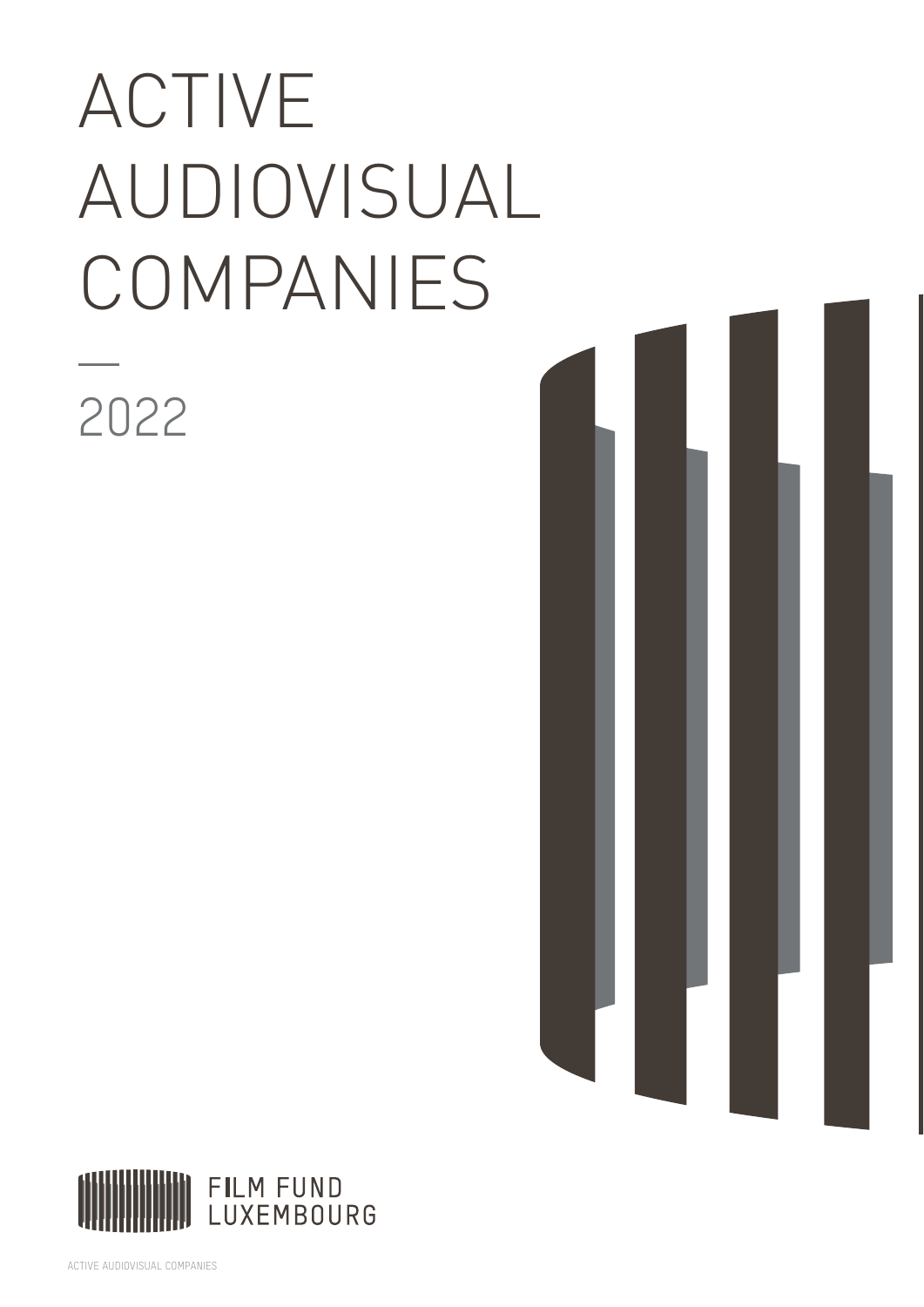# ACTIVE AUDIOVISUAL COMPANIES

—

2022

FILM FUND LUXEMBOURG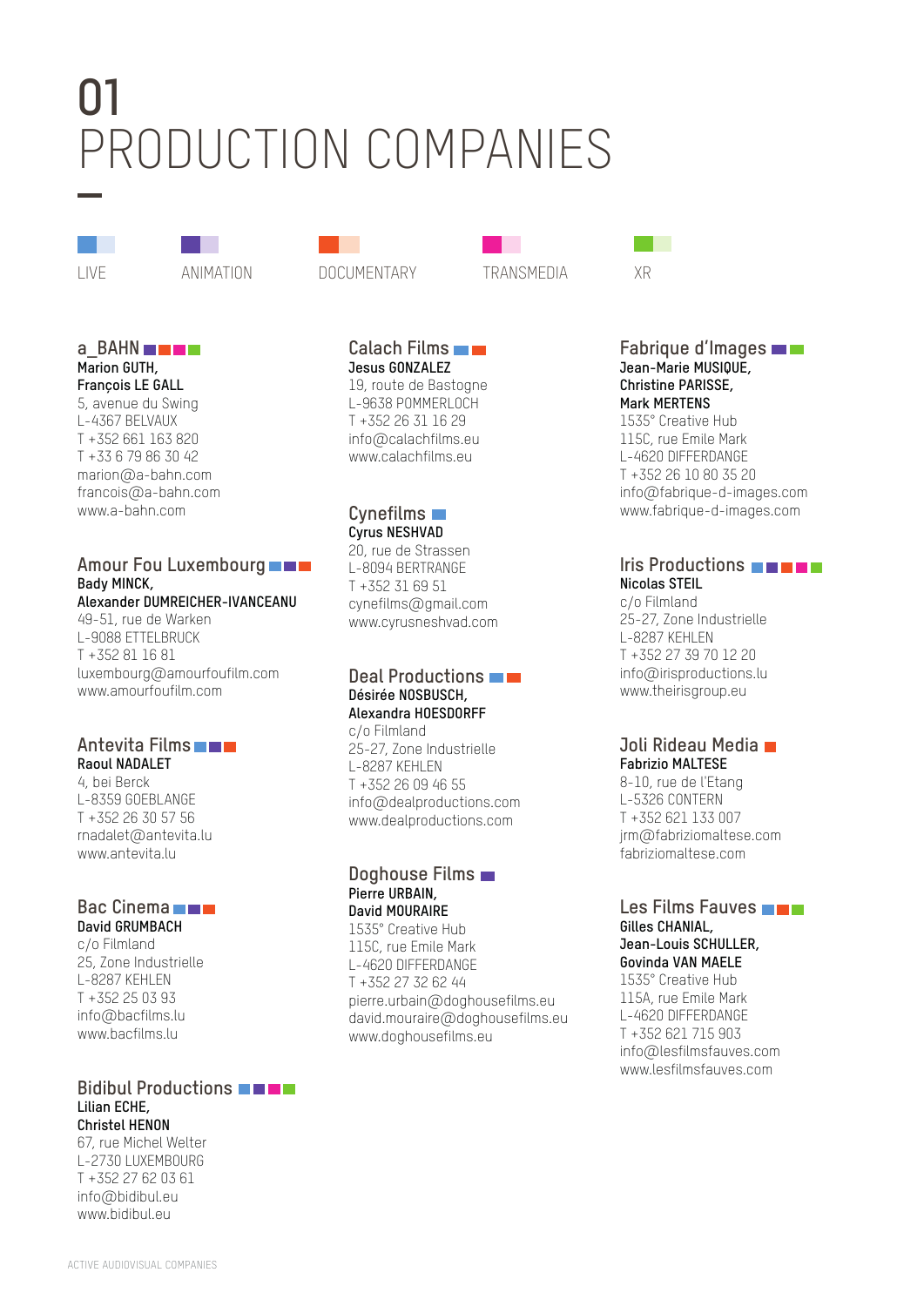# 01
# PRODUCTION COMPANIES

LIVE ANIMATION DOCUMENTARY TRANSMEDIA XR

### a_BAHN
**Marion GUTH,**
**François LE GALL**
5, avenue du Swing
L-4367 BELVAUX
T +352 661 163 820
T +33 6 79 86 30 42
marion@a-bahn.com
francois@a-bahn.com
www.a-bahn.com

### Amour Fou Luxembourg
**Bady MINCK,**
**Alexander DUMREICHER-IVANCEANU**
49-51, rue de Warken
L-9088 ETTELBRUCK
T +352 81 16 81
luxembourg@amourfoufilm.com
www.amourfoufilm.com

### Antevita Films
**Raoul NADALET**
4, bei Berck
L-8359 GOEBLANGE
T +352 26 30 57 56
rnadalet@antevita.lu
www.antevita.lu

### Bac Cinema
**David GRUMBACH**
c/o Filmland
25, Zone Industrielle
L-8287 KEHLEN
T +352 25 03 93
info@bacfilms.lu
www.bacfilms.lu

### Bidibul Productions
**Lilian ECHE,**
**Christel HENON**
67, rue Michel Welter
L-2730 LUXEMBOURG
T +352 27 62 03 61
info@bidibul.eu
www.bidibul.eu

### Calach Films
**Jesus GONZALEZ**
19, route de Bastogne
L-9638 POMMERLOCH
T +352 26 31 16 29
info@calachfilms.eu
www.calachfilms.eu

### Cynefilms
**Cyrus NESHVAD**
20, rue de Strassen
L-8094 BERTRANGE
T +352 31 69 51
cynefilms@gmail.com
www.cyrusneshvad.com

### Deal Productions
**Désirée NOSBUSCH,**
**Alexandra HOESDORFF**
c/o Filmland
25-27, Zone Industrielle
L-8287 KEHLEN
T +352 26 09 46 55
info@dealproductions.com
www.dealproductions.com

### Doghouse Films
**Pierre URBAIN,**
**David MOURAIRE**
1535° Creative Hub
115C, rue Emile Mark
L-4620 DIFFERDANGE
T +352 27 32 62 44
pierre.urbain@doghousefilms.eu
david.mouraire@doghousefilms.eu
www.doghousefilms.eu

### Fabrique d'Images
**Jean-Marie MUSIQUE,**
**Christine PARISSE,**
**Mark MERTENS**
1535° Creative Hub
115C, rue Emile Mark
L-4620 DIFFERDANGE
T +352 26 10 80 35 20
info@fabrique-d-images.com
www.fabrique-d-images.com

### Iris Productions
**Nicolas STEIL**
c/o Filmland
25-27, Zone Industrielle
L-8287 KEHLEN
T +352 27 39 70 12 20
info@irisproductions.lu
www.theirisgroup.eu

### Joli Rideau Media
**Fabrizio MALTESE**
8-10, rue de l'Etang
L-5326 CONTERN
T +352 621 133 007
jrm@fabriziomaltese.com
fabriziomaltese.com

### Les Films Fauves
**Gilles CHANIAL,**
**Jean-Louis SCHULLER,**
**Govinda VAN MAELE**
1535° Creative Hub
115A, rue Emile Mark
L-4620 DIFFERDANGE
T +352 621 715 903
info@lesfilmsfauves.com
www.lesfilmsfauves.com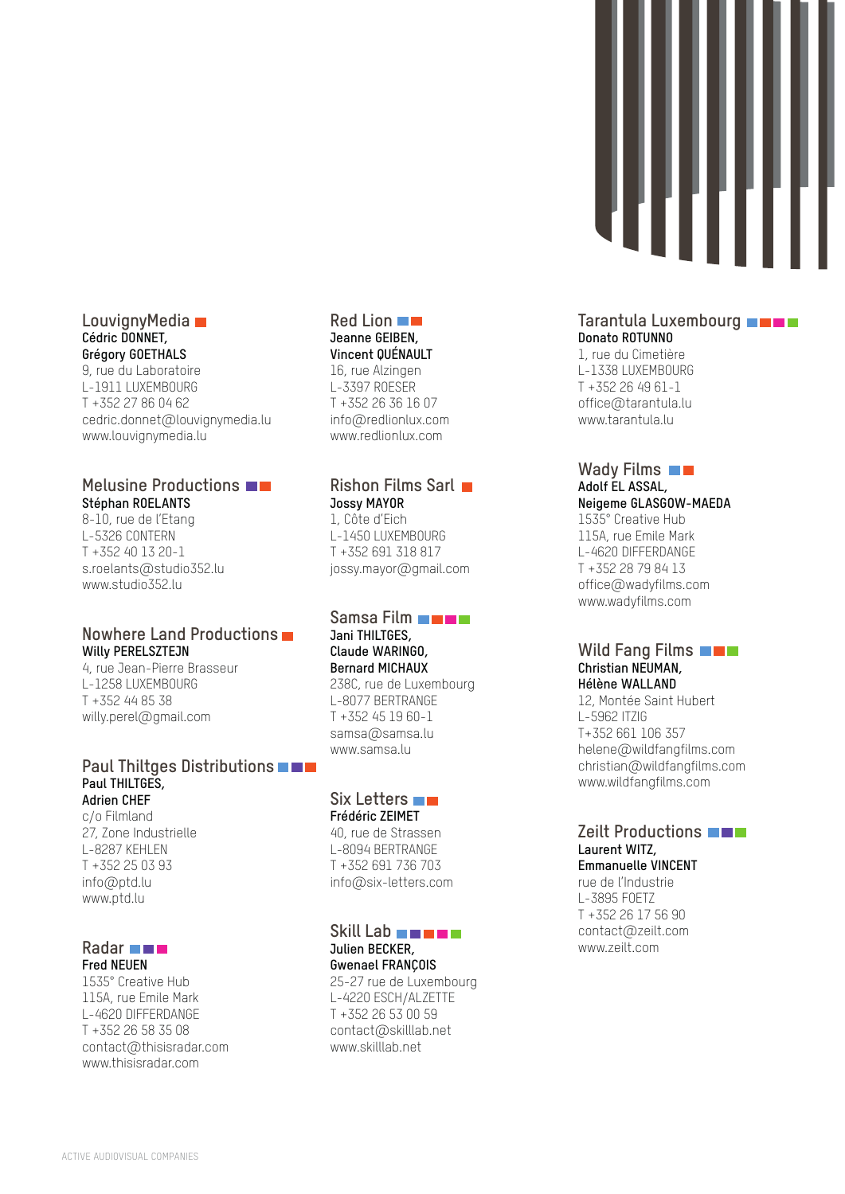### LouvignyMedia

**Cédric DONNET,**
**Grégory GOETHALS**
9, rue du Laboratoire
L-1911 LUXEMBOURG
T +352 27 86 04 62
cedric.donnet@louvignymedia.lu
www.louvignymedia.lu

### Melusine Productions

**Stéphan ROELANTS**
8-10, rue de l'Etang
L-5326 CONTERN
T +352 40 13 20-1
s.roelants@studio352.lu
www.studio352.lu

### Nowhere Land Productions

**Willy PERELSZTEJN**
4, rue Jean-Pierre Brasseur
L-1258 LUXEMBOURG
T +352 44 85 38
willy.perel@gmail.com

### Paul Thiltges Distributions

**Paul THILTGES,**
**Adrien CHEF**
c/o Filmland
27, Zone Industrielle
L-8287 KEHLEN
T +352 25 03 93
info@ptd.lu
www.ptd.lu

### Radar

**Fred NEUEN**
1535° Creative Hub
115A, rue Emile Mark
L-4620 DIFFERDANGE
T +352 26 58 35 08
contact@thisisradar.com
www.thisisradar.com

### Red Lion

**Jeanne GEIBEN,**
**Vincent QUÉNAULT**
16, rue Alzingen
L-3397 ROESER
T +352 26 36 16 07
info@redlionlux.com
www.redlionlux.com

### Rishon Films Sarl

**Jossy MAYOR**
1, Côte d'Eich
L-1450 LUXEMBOURG
T +352 691 318 817
jossy.mayor@gmail.com

### Samsa Film

**Jani THILTGES,**
**Claude WARINGO,**
**Bernard MICHAUX**
238C, rue de Luxembourg
L-8077 BERTRANGE
T +352 45 19 60-1
samsa@samsa.lu
www.samsa.lu

### Six Letters

**Frédéric ZEIMET**
40, rue de Strassen
L-8094 BERTRANGE
T +352 691 736 703
info@six-letters.com

### Skill Lab

**Julien BECKER,**
**Gwenael FRANÇOIS**
25-27 rue de Luxembourg
L-4220 ESCH/ALZETTE
T +352 26 53 00 59
contact@skilllab.net
www.skilllab.net

### Tarantula Luxembourg

**Donato ROTUNNO**
1, rue du Cimetière
L-1338 LUXEMBOURG
T +352 26 49 61-1
office@tarantula.lu
www.tarantula.lu

### Wady Films

**Adolf EL ASSAL,**
**Neigeme GLASGOW-MAEDA**
1535° Creative Hub
115A, rue Emile Mark
L-4620 DIFFERDANGE
T +352 28 79 84 13
office@wadyfilms.com
www.wadyfilms.com

### Wild Fang Films

**Christian NEUMAN,**
**Hélène WALLAND**
12, Montée Saint Hubert
L-5962 ITZIG
T+352 661 106 357
helene@wildfangfilms.com
christian@wildfangfilms.com
www.wildfangfilms.com

### Zeilt Productions

**Laurent WITZ,**
**Emmanuelle VINCENT**
rue de l'Industrie
L-3895 FOETZ
T +352 26 17 56 90
contact@zeilt.com
www.zeilt.com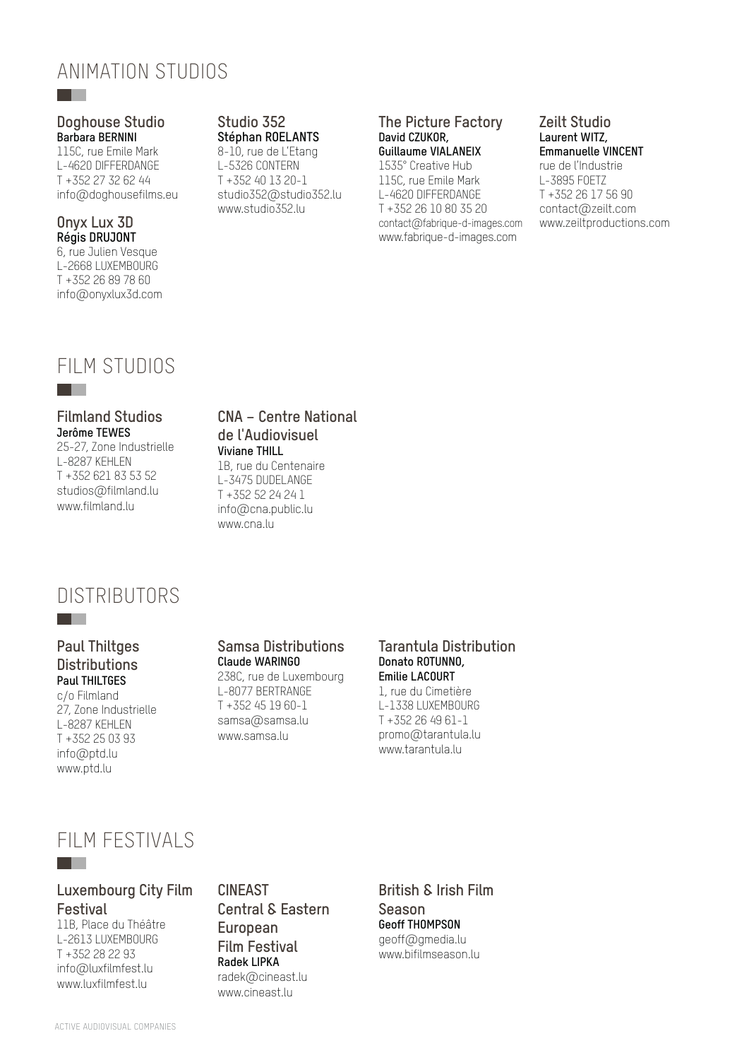# ANIMATION STUDIOS

### Doghouse Studio
**Barbara BERNINI**
115C, rue Emile Mark
L-4620 DIFFERDANGE
T +352 27 32 62 44
info@doghousefilms.eu

### Onyx Lux 3D
**Régis DRUJONT**
6, rue Julien Vesque
L-2668 LUXEMBOURG
T +352 26 89 78 60
info@onyxlux3d.com

### Studio 352
**Stéphan ROELANTS**
8-10, rue de L'Etang
L-5326 CONTERN
T +352 40 13 20-1
studio352@studio352.lu
www.studio352.lu

### The Picture Factory
**David CZUKOR, Guillaume VIALANEIX**
1535° Creative Hub
115C, rue Emile Mark
L-4620 DIFFERDANGE
T +352 26 10 80 35 20
contact@fabrique-d-images.com
www.fabrique-d-images.com

### Zeilt Studio
**Laurent WITZ, Emmanuelle VINCENT**
rue de l'Industrie
L-3895 FOETZ
T +352 26 17 56 90
contact@zeilt.com
www.zeiltproductions.com

# FILM STUDIOS

### Filmland Studios
**Jerôme TEWES**
25-27, Zone Industrielle
L-8287 KEHLEN
T +352 621 83 53 52
studios@filmland.lu
www.filmland.lu

### CNA – Centre National de l'Audiovisuel
**Viviane THILL**
1B, rue du Centenaire
L-3475 DUDELANGE
T +352 52 24 24 1
info@cna.public.lu
www.cna.lu

# DISTRIBUTORS

### Paul Thiltges Distributions
**Paul THILTGES**
c/o Filmland
27, Zone Industrielle
L-8287 KEHLEN
T +352 25 03 93
info@ptd.lu
www.ptd.lu

### Samsa Distributions
**Claude WARINGO**
238C, rue de Luxembourg
L-8077 BERTRANGE
T +352 45 19 60-1
samsa@samsa.lu
www.samsa.lu

### Tarantula Distribution
**Donato ROTUNNO, Emilie LACOURT**
1, rue du Cimetière
L-1338 LUXEMBOURG
T +352 26 49 61-1
promo@tarantula.lu
www.tarantula.lu

# FILM FESTIVALS

### Luxembourg City Film Festival
11B, Place du Théâtre
L-2613 LUXEMBOURG
T +352 28 22 93
info@luxfilmfest.lu
www.luxfilmfest.lu

### CINEAST Central & Eastern European Film Festival
**Radek LIPKA**
radek@cineast.lu
www.cineast.lu

### British & Irish Film Season
**Geoff THOMPSON**
geoff@gmedia.lu
www.bifilmseason.lu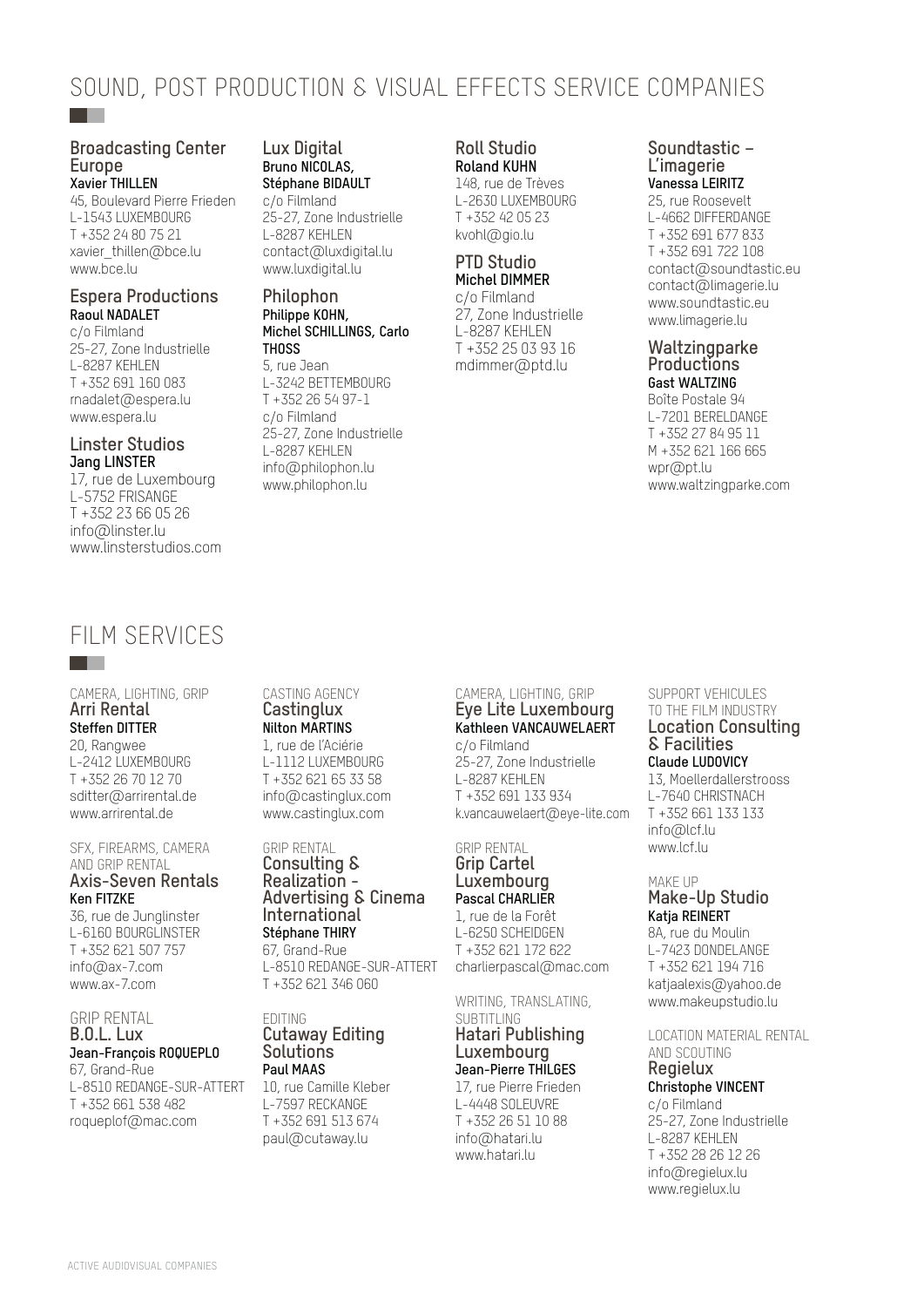# SOUND, POST PRODUCTION & VISUAL EFFECTS SERVICE COMPANIES

### Broadcasting Center Europe
**Xavier THILLEN**
45, Boulevard Pierre Frieden
L-1543 LUXEMBOURG
T +352 24 80 75 21
xavier_thillen@bce.lu
www.bce.lu

### Espera Productions
**Raoul NADALET**
c/o Filmland
25-27, Zone Industrielle
L-8287 KEHLEN
T +352 691 160 083
rnadalet@espera.lu
www.espera.lu

### Linster Studios
**Jang LINSTER**
17, rue de Luxembourg
L-5752 FRISANGE
T +352 23 66 05 26
info@linster.lu
www.linsterstudios.com

### Lux Digital
**Bruno NICOLAS, Stéphane BIDAULT**
c/o Filmland
25-27, Zone Industrielle
L-8287 KEHLEN
contact@luxdigital.lu
www.luxdigital.lu

### Philophon
**Philippe KOHN, Michel SCHILLINGS, Carlo THOSS**
5, rue Jean
L-3242 BETTEMBOURG
T +352 26 54 97-1
c/o Filmland
25-27, Zone Industrielle
L-8287 KEHLEN
info@philophon.lu
www.philophon.lu

### Roll Studio
**Roland KUHN**
148, rue de Trèves
L-2630 LUXEMBOURG
T +352 42 05 23
kvohl@gio.lu

### PTD Studio
**Michel DIMMER**
c/o Filmland
27, Zone Industrielle
L-8287 KEHLEN
T +352 25 03 93 16
mdimmer@ptd.lu

### Soundtastic – L'imagerie
**Vanessa LEIRITZ**
25, rue Roosevelt
L-4662 DIFFERDANGE
T +352 691 677 833
T +352 691 722 108
contact@soundtastic.eu
contact@limagerie.lu
www.soundtastic.eu
www.limagerie.lu

### Waltzingparke Productions
**Gast WALTZING**
Boîte Postale 94
L-7201 BERELDANGE
T +352 27 84 95 11
M +352 621 166 665
wpr@pt.lu
www.waltzingparke.com

# FILM SERVICES

CAMERA, LIGHTING, GRIP
### Arri Rental
**Steffen DITTER**
20, Rangwee
L-2412 LUXEMBOURG
T +352 26 70 12 70
sditter@arrirental.de
www.arrirental.de

SFX, FIREARMS, CAMERA AND GRIP RENTAL
### Axis-Seven Rentals
**Ken FITZKE**
36, rue de Junglinster
L-6160 BOURGLINSTER
T +352 621 507 757
info@ax-7.com
www.ax-7.com

GRIP RENTAL
### B.O.L. Lux
**Jean-François ROQUEPLO**
67, Grand-Rue
L-8510 REDANGE-SUR-ATTERT
T +352 661 538 482
roqueplof@mac.com

CASTING AGENCY
### Castinglux
**Nilton MARTINS**
1, rue de l'Aciérie
L-1112 LUXEMBOURG
T +352 621 65 33 58
info@castinglux.com
www.castinglux.com

GRIP RENTAL
### Consulting & Realization - Advertising & Cinema International
**Stéphane THIRY**
67, Grand-Rue
L-8510 REDANGE-SUR-ATTERT
T +352 621 346 060

EDITING
### Cutaway Editing Solutions
**Paul MAAS**
10, rue Camille Kleber
L-7597 RECKANGE
T +352 691 513 674
paul@cutaway.lu

CAMERA, LIGHTING, GRIP
### Eye Lite Luxembourg
**Kathleen VANCAUWELAERT**
c/o Filmland
25-27, Zone Industrielle
L-8287 KEHLEN
T +352 691 133 934
k.vancauwelaert@eye-lite.com

GRIP RENTAL
### Grip Cartel Luxembourg
**Pascal CHARLIER**
1, rue de la Forêt
L-6250 SCHEIDGEN
T +352 621 172 622
charlierpascal@mac.com

WRITING, TRANSLATING, SUBTITLING
### Hatari Publishing Luxembourg
**Jean-Pierre THILGES**
17, rue Pierre Frieden
L-4448 SOLEUVRE
T +352 26 51 10 88
info@hatari.lu
www.hatari.lu

SUPPORT VEHICULES TO THE FILM INDUSTRY
### Location Consulting & Facilities
**Claude LUDOVICY**
13, Moellerdallerstrooss
L-7640 CHRISTNACH
T +352 661 133 133
info@lcf.lu
www.lcf.lu

MAKE UP
### Make-Up Studio
**Katja REINERT**
8A, rue du Moulin
L-7423 DONDELANGE
T +352 621 194 716
katjaalexis@yahoo.de
www.makeupstudio.lu

LOCATION MATERIAL RENTAL AND SCOUTING
### Regielux
**Christophe VINCENT**
c/o Filmland
25-27, Zone Industrielle
L-8287 KEHLEN
T +352 28 26 12 26
info@regielux.lu
www.regielux.lu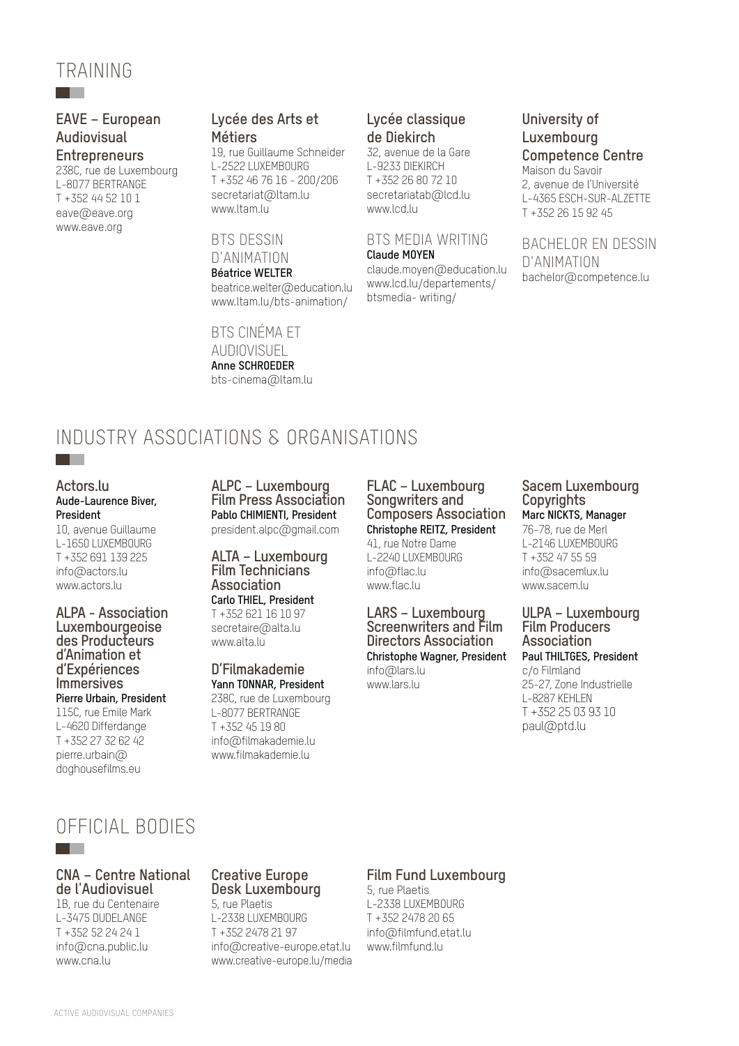# TRAINING

### EAVE – European Audiovisual Entrepreneurs

238C, rue de Luxembourg
L-8077 BERTRANGE
T +352 44 52 10 1
eave@eave.org
www.eave.org

### Lycée des Arts et Métiers

19, rue Guillaume Schneider
L-2522 LUXEMBOURG
T +352 46 76 16 - 200/206
secretariat@ltam.lu
www.ltam.lu

BTS DESSIN D'ANIMATION
**Béatrice WELTER**
beatrice.welter@education.lu
www.ltam.lu/bts-animation/

BTS CINÉMA ET AUDIOVISUEL
**Anne SCHROEDER**
bts-cinema@ltam.lu

### Lycée classique de Diekirch

32, avenue de la Gare
L-9233 DIEKIRCH
T +352 26 80 72 10
secretariatab@lcd.lu
www.lcd.lu

BTS MEDIA WRITING
**Claude MOYEN**
claude.moyen@education.lu
www.lcd.lu/departements/btsmedia- writing/

### University of Luxembourg Competence Centre

Maison du Savoir
2, avenue de l'Université
L-4365 ESCH-SUR-ALZETTE
T +352 26 15 92 45

BACHELOR EN DESSIN D'ANIMATION
bachelor@competence.lu

# INDUSTRY ASSOCIATIONS & ORGANISATIONS

### Actors.lu

**Aude-Laurence Biver, President**
10, avenue Guillaume
L-1650 LUXEMBOURG
T +352 691 139 225
info@actors.lu
www.actors.lu

### ALPA - Association Luxembourgeoise des Producteurs d'Animation et d'Expériences Immersives

**Pierre Urbain, President**
115C, rue Emile Mark
L-4620 Differdange
T +352 27 32 62 42
pierre.urbain@doghousefilms.eu

### ALPC – Luxembourg Film Press Association

**Pablo CHIMIENTI, President**
president.alpc@gmail.com

### ALTA – Luxembourg Film Technicians Association

**Carlo THIEL, President**
T +352 621 16 10 97
secretaire@alta.lu
www.alta.lu

### D'Filmakademie

**Yann TONNAR, President**
238C, rue de Luxembourg
L-8077 BERTRANGE
T +352 45 19 80
info@filmakademie.lu
www.filmakademie.lu

### FLAC – Luxembourg Songwriters and Composers Association

**Christophe REITZ, President**
41, rue Notre Dame
L-2240 LUXEMBOURG
info@flac.lu
www.flac.lu

### LARS – Luxembourg Screenwriters and Film Directors Association

**Christophe Wagner, President**
info@lars.lu
www.lars.lu

### Sacem Luxembourg Copyrights

**Marc NICKTS, Manager**
76-78, rue de Merl
L-2146 LUXEMBOURG
T +352 47 55 59
info@sacemlux.lu
www.sacem.lu

### ULPA – Luxembourg Film Producers Association

**Paul THILTGES, President**
c/o Filmland
25-27, Zone Industrielle
L-8287 KEHLEN
T +352 25 03 93 10
paul@ptd.lu

# OFFICIAL BODIES

### CNA – Centre National de l'Audiovisuel

1B, rue du Centenaire
L-3475 DUDELANGE
T +352 52 24 24 1
info@cna.public.lu
www.cna.lu

### Creative Europe Desk Luxembourg

5, rue Plaetis
L-2338 LUXEMBOURG
T +352 2478 21 97
info@creative-europe.etat.lu
www.creative-europe.lu/media

### Film Fund Luxembourg

5, rue Plaetis
L-2338 LUXEMBOURG
T +352 2478 20 65
info@filmfund.etat.lu
www.filmfund.lu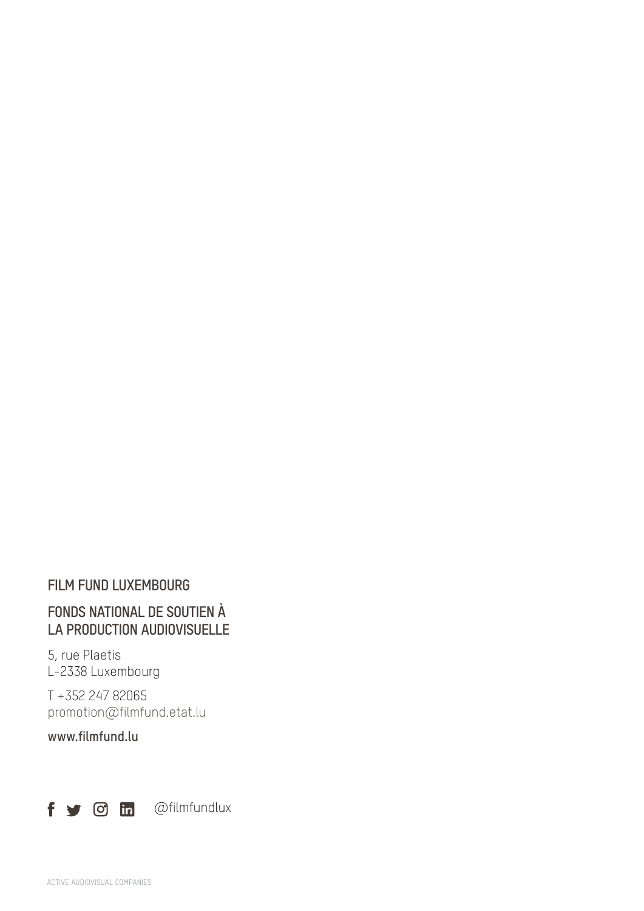**FILM FUND LUXEMBOURG**

**FONDS NATIONAL DE SOUTIEN À LA PRODUCTION AUDIOVISUELLE**

5, rue Plaetis
L-2338 Luxembourg

T +352 247 82065
promotion@filmfund.etat.lu

**www.filmfund.lu**

@filmfundlux